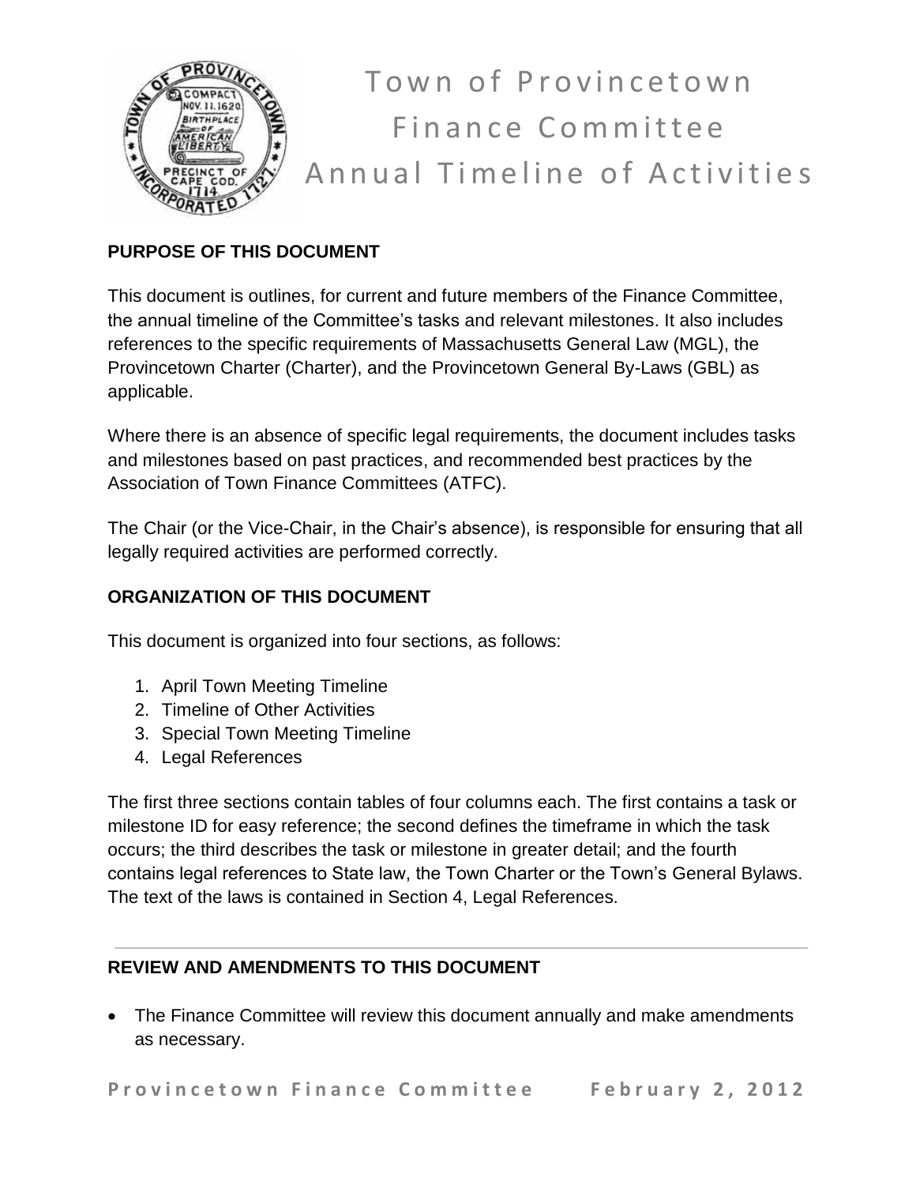# Town of Provincetown Finance Committee Annual Timeline of Activities

## PURPOSE OF THIS DOCUMENT

This document is outlines, for current and future members of the Finance Committee, the annual timeline of the Committee's tasks and relevant milestones. It also includes references to the specific requirements of Massachusetts General Law (MGL), the Provincetown Charter (Charter), and the Provincetown General By-Laws (GBL) as applicable.

Where there is an absence of specific legal requirements, the document includes tasks and milestones based on past practices, and recommended best practices by the Association of Town Finance Committees (ATFC).

The Chair (or the Vice-Chair, in the Chair's absence), is responsible for ensuring that all legally required activities are performed correctly.

## ORGANIZATION OF THIS DOCUMENT

This document is organized into four sections, as follows:

1. April Town Meeting Timeline
2. Timeline of Other Activities
3. Special Town Meeting Timeline
4. Legal References

The first three sections contain tables of four columns each. The first contains a task or milestone ID for easy reference; the second defines the timeframe in which the task occurs; the third describes the task or milestone in greater detail; and the fourth contains legal references to State law, the Town Charter or the Town's General Bylaws. The text of the laws is contained in Section 4, Legal References.

---

## REVIEW AND AMENDMENTS TO THIS DOCUMENT

- The Finance Committee will review this document annually and make amendments as necessary.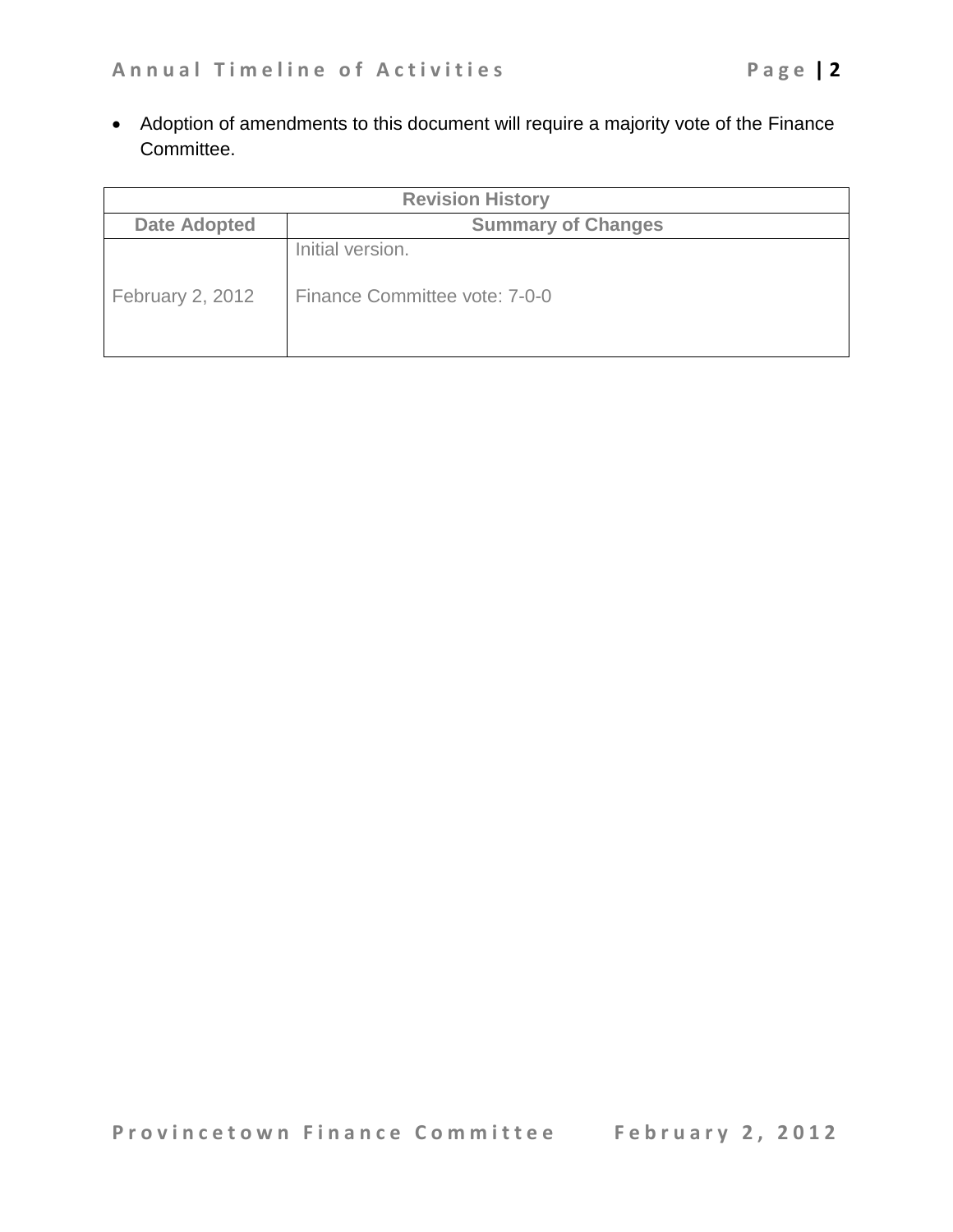- Adoption of amendments to this document will require a majority vote of the Finance Committee.

| Revision History | |
|---|---|
| **Date Adopted** | **Summary of Changes** |
| February 2, 2012 | Initial version.<br><br>Finance Committee vote: 7-0-0 |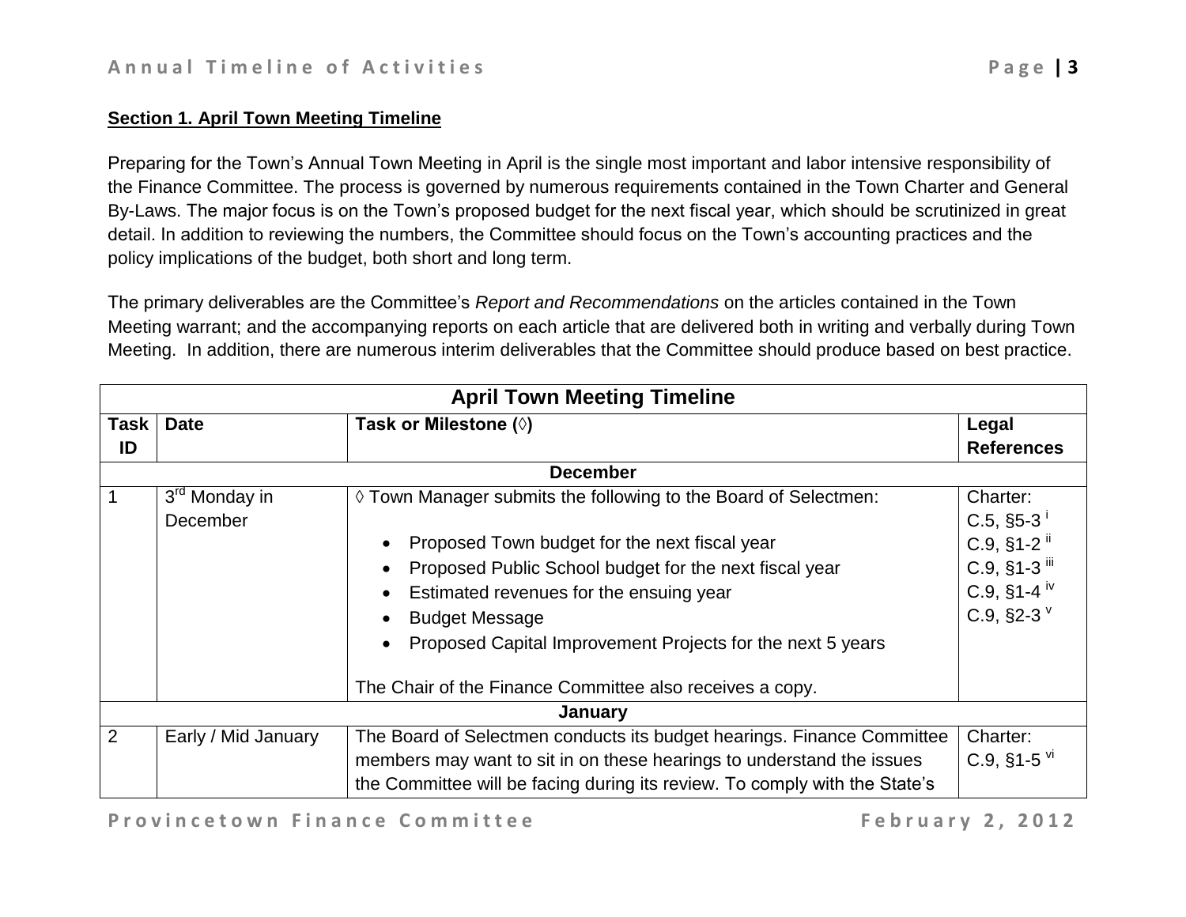**Section 1. April Town Meeting Timeline**

Preparing for the Town's Annual Town Meeting in April is the single most important and labor intensive responsibility of the Finance Committee. The process is governed by numerous requirements contained in the Town Charter and General By-Laws. The major focus is on the Town's proposed budget for the next fiscal year, which should be scrutinized in great detail. In addition to reviewing the numbers, the Committee should focus on the Town's accounting practices and the policy implications of the budget, both short and long term.

The primary deliverables are the Committee's *Report and Recommendations* on the articles contained in the Town Meeting warrant; and the accompanying reports on each article that are delivered both in writing and verbally during Town Meeting. In addition, there are numerous interim deliverables that the Committee should produce based on best practice.

| April Town Meeting Timeline | | | |
|---|---|---|---|
| **Task ID** | **Date** | **Task or Milestone (◊)** | **Legal References** |
| **December** | | | |
| 1 | 3rd Monday in December | ◊ Town Manager submits the following to the Board of Selectmen:<br><br>• Proposed Town budget for the next fiscal year<br>• Proposed Public School budget for the next fiscal year<br>• Estimated revenues for the ensuing year<br>• Budget Message<br>• Proposed Capital Improvement Projects for the next 5 years<br><br>The Chair of the Finance Committee also receives a copy. | Charter:<br>C.5, §5-3 [i]<br>C.9, §1-2 [ii]<br>C.9, §1-3 [iii]<br>C.9, §1-4 [iv]<br>C.9, §2-3 [v] |
| **January** | | | |
| 2 | Early / Mid January | The Board of Selectmen conducts its budget hearings. Finance Committee members may want to sit in on these hearings to understand the issues the Committee will be facing during its review. To comply with the State's | Charter:<br>C.9, §1-5 [vi] |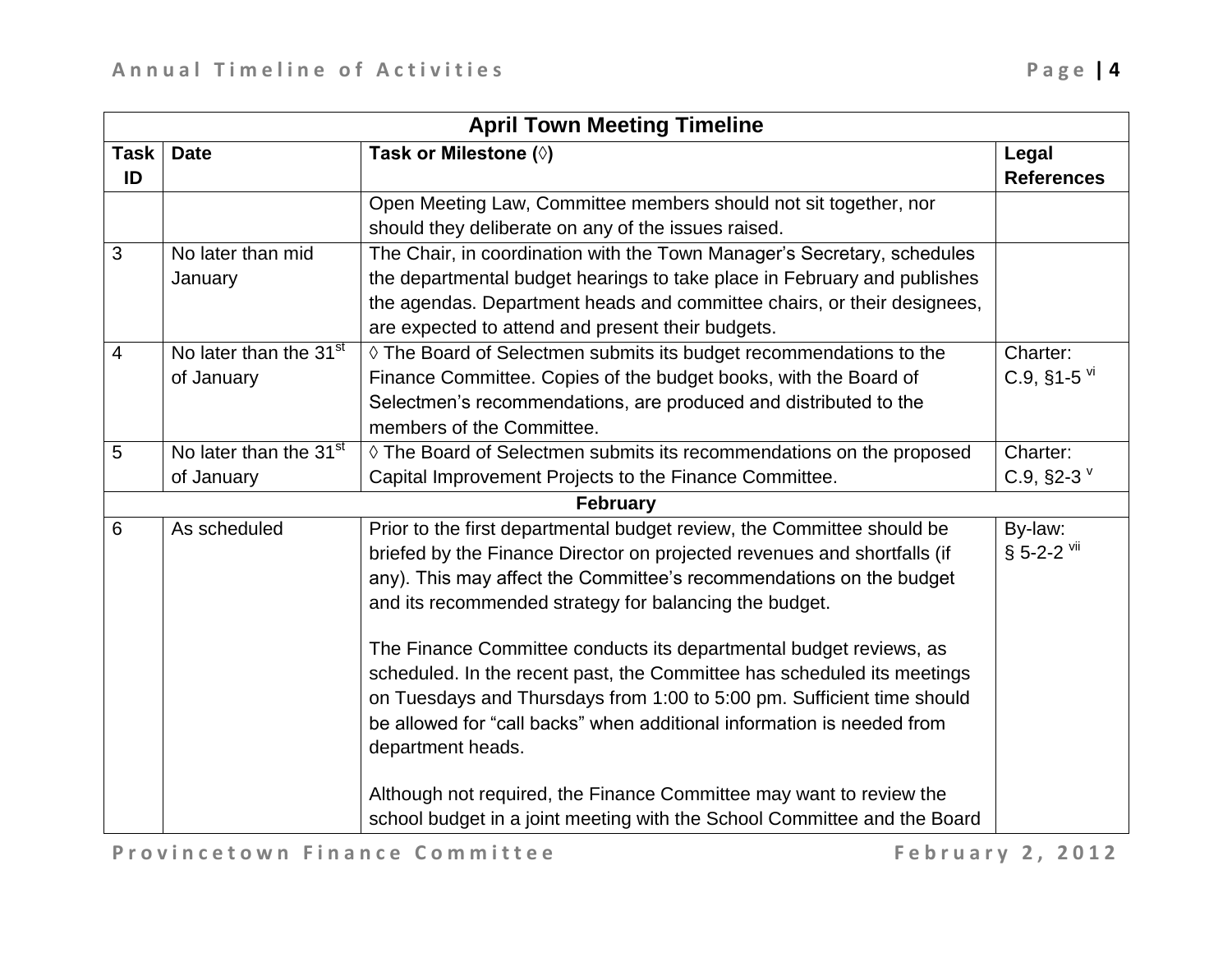| April Town Meeting Timeline | | | |
|---|---|---|---|
| **Task ID** | **Date** | **Task or Milestone (◊)** | **Legal References** |
| | | Open Meeting Law, Committee members should not sit together, nor should they deliberate on any of the issues raised. | |
| 3 | No later than mid January | The Chair, in coordination with the Town Manager's Secretary, schedules the departmental budget hearings to take place in February and publishes the agendas. Department heads and committee chairs, or their designees, are expected to attend and present their budgets. | |
| 4 | No later than the 31st of January | ◊ The Board of Selectmen submits its budget recommendations to the Finance Committee. Copies of the budget books, with the Board of Selectmen's recommendations, are produced and distributed to the members of the Committee. | Charter: C.9, §1-5 [vi] |
| 5 | No later than the 31st of January | ◊ The Board of Selectmen submits its recommendations on the proposed Capital Improvement Projects to the Finance Committee. | Charter: C.9, §2-3 [v] |
| | | **February** | |
| 6 | As scheduled | Prior to the first departmental budget review, the Committee should be briefed by the Finance Director on projected revenues and shortfalls (if any). This may affect the Committee's recommendations on the budget and its recommended strategy for balancing the budget.<br><br>The Finance Committee conducts its departmental budget reviews, as scheduled. In the recent past, the Committee has scheduled its meetings on Tuesdays and Thursdays from 1:00 to 5:00 pm. Sufficient time should be allowed for "call backs" when additional information is needed from department heads.<br><br>Although not required, the Finance Committee may want to review the school budget in a joint meeting with the School Committee and the Board | By-law: § 5-2-2 [vii] |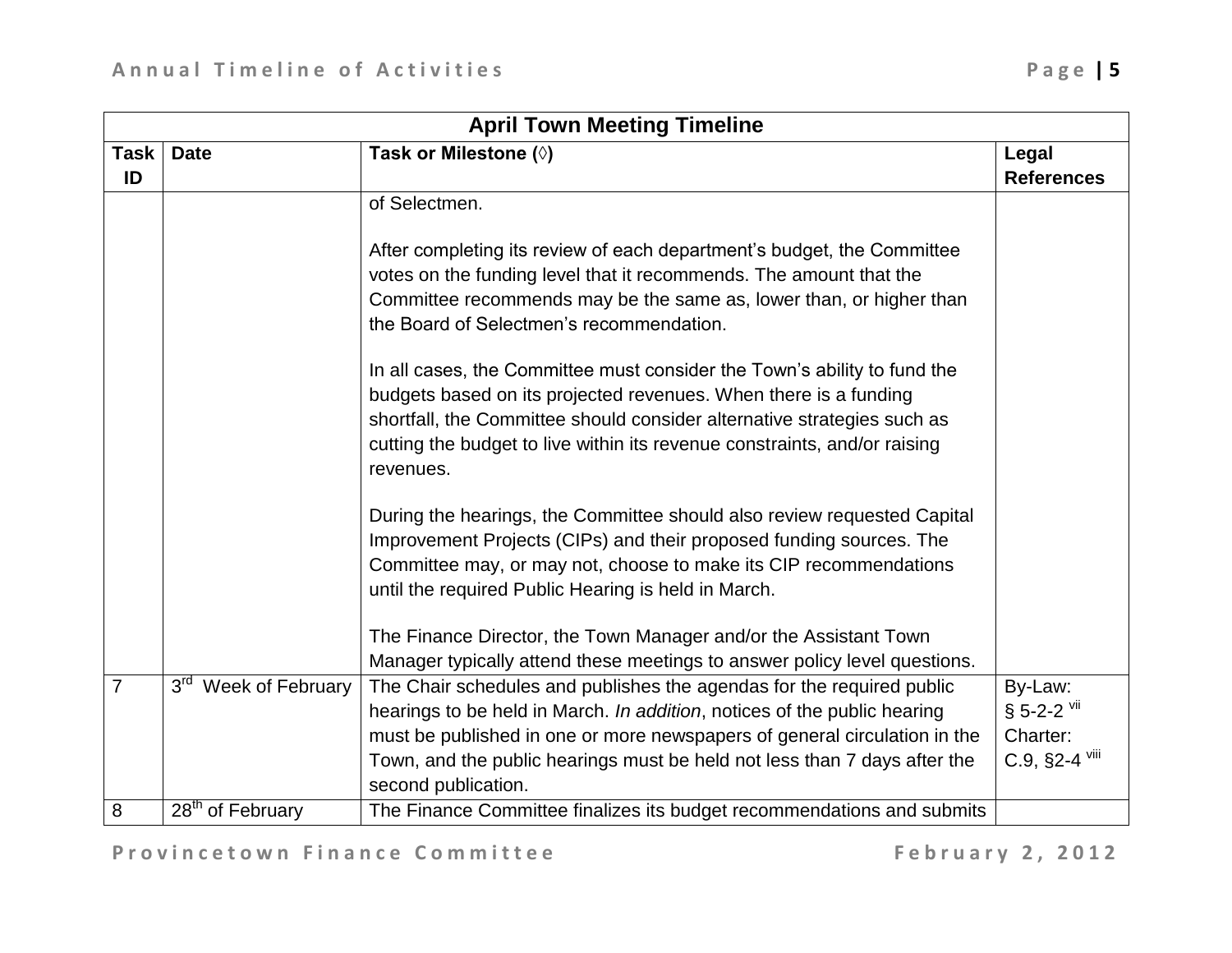| April Town Meeting Timeline | | | |
|---|---|---|---|
| Task ID | Date | Task or Milestone (◊) | Legal References |
| | | of Selectmen.<br><br>After completing its review of each department's budget, the Committee votes on the funding level that it recommends. The amount that the Committee recommends may be the same as, lower than, or higher than the Board of Selectmen's recommendation.<br><br>In all cases, the Committee must consider the Town's ability to fund the budgets based on its projected revenues. When there is a funding shortfall, the Committee should consider alternative strategies such as cutting the budget to live within its revenue constraints, and/or raising revenues.<br><br>During the hearings, the Committee should also review requested Capital Improvement Projects (CIPs) and their proposed funding sources. The Committee may, or may not, choose to make its CIP recommendations until the required Public Hearing is held in March.<br><br>The Finance Director, the Town Manager and/or the Assistant Town Manager typically attend these meetings to answer policy level questions. | |
| 7 | 3rd Week of February | The Chair schedules and publishes the agendas for the required public hearings to be held in March. *In addition*, notices of the public hearing must be published in one or more newspapers of general circulation in the Town, and the public hearings must be held not less than 7 days after the second publication. | By-Law: § 5-2-2 [vii]<br>Charter: C.9, §2-4 [viii] |
| 8 | 28th of February | The Finance Committee finalizes its budget recommendations and submits | |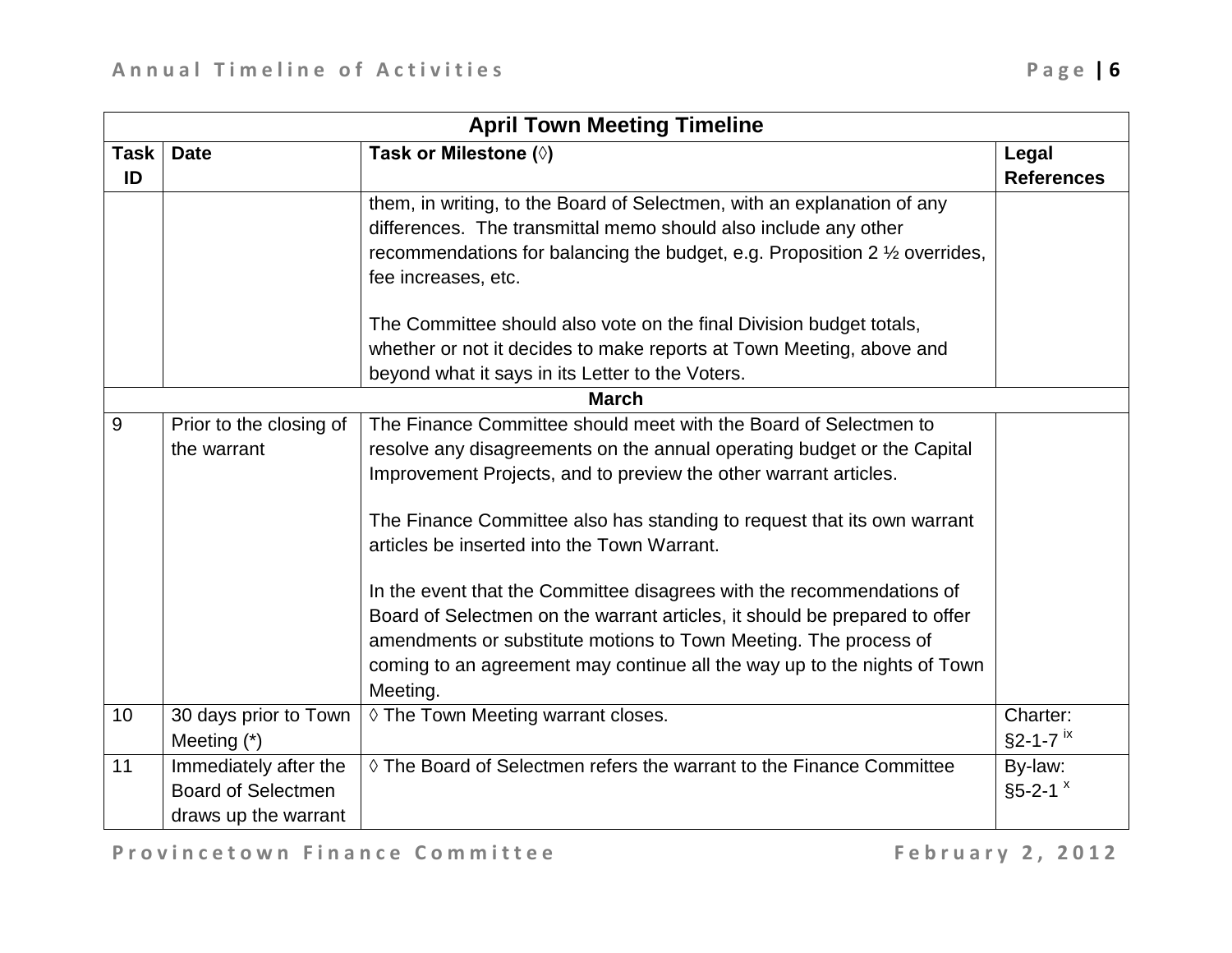| April Town Meeting Timeline | | | |
|---|---|---|---|
| Task ID | Date | Task or Milestone (◊) | Legal References |
| | | them, in writing, to the Board of Selectmen, with an explanation of any differences. The transmittal memo should also include any other recommendations for balancing the budget, e.g. Proposition 2 ½ overrides, fee increases, etc.<br><br>The Committee should also vote on the final Division budget totals, whether or not it decides to make reports at Town Meeting, above and beyond what it says in its Letter to the Voters. | |
| **March** | | | |
| 9 | Prior to the closing of the warrant | The Finance Committee should meet with the Board of Selectmen to resolve any disagreements on the annual operating budget or the Capital Improvement Projects, and to preview the other warrant articles.<br><br>The Finance Committee also has standing to request that its own warrant articles be inserted into the Town Warrant.<br><br>In the event that the Committee disagrees with the recommendations of Board of Selectmen on the warrant articles, it should be prepared to offer amendments or substitute motions to Town Meeting. The process of coming to an agreement may continue all the way up to the nights of Town Meeting. | |
| 10 | 30 days prior to Town Meeting (*) | ◊ The Town Meeting warrant closes. | Charter: §2-1-7 [ix] |
| 11 | Immediately after the Board of Selectmen draws up the warrant | ◊ The Board of Selectmen refers the warrant to the Finance Committee | By-law: §5-2-1 [x] |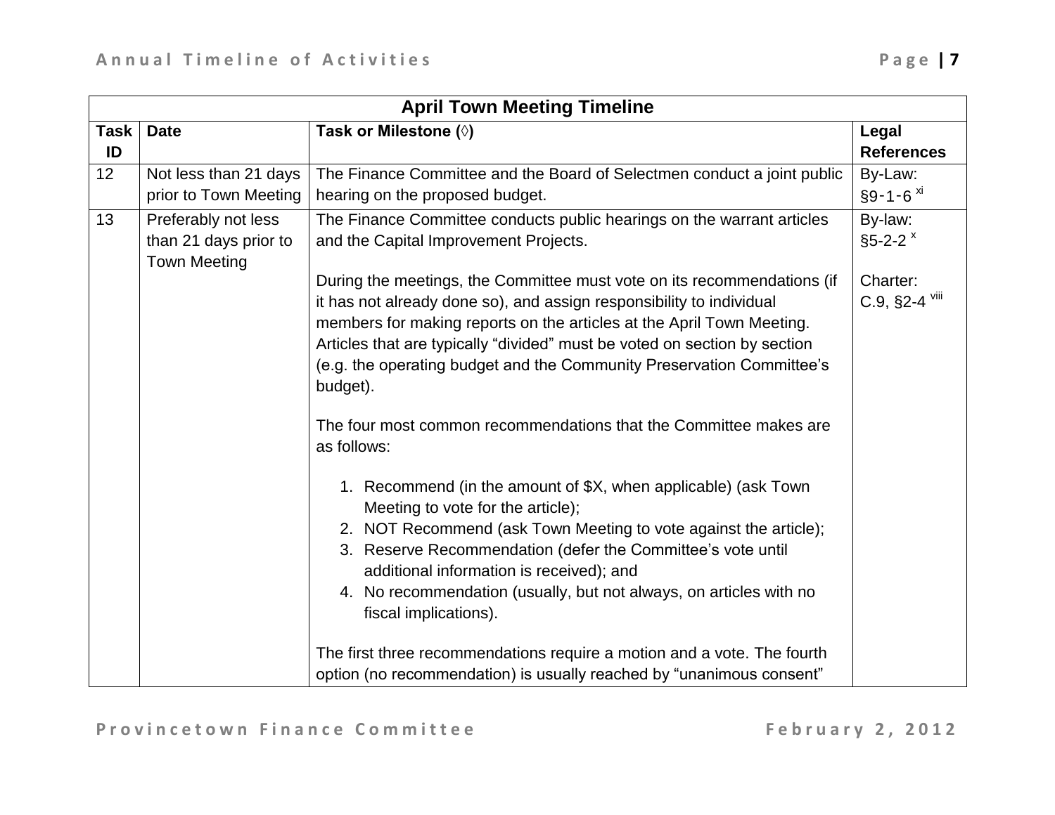| April Town Meeting Timeline | | | |
|---|---|---|---|
| **Task ID** | **Date** | **Task or Milestone (◊)** | **Legal References** |
| 12 | Not less than 21 days prior to Town Meeting | The Finance Committee and the Board of Selectmen conduct a joint public hearing on the proposed budget. | By-Law: §9-1-6 [xi] |
| 13 | Preferably not less than 21 days prior to Town Meeting | The Finance Committee conducts public hearings on the warrant articles and the Capital Improvement Projects.<br><br>During the meetings, the Committee must vote on its recommendations (if it has not already done so), and assign responsibility to individual members for making reports on the articles at the April Town Meeting. Articles that are typically "divided" must be voted on section by section (e.g. the operating budget and the Community Preservation Committee's budget).<br><br>The four most common recommendations that the Committee makes are as follows:<br><br>1. Recommend (in the amount of $X, when applicable) (ask Town Meeting to vote for the article);<br>2. NOT Recommend (ask Town Meeting to vote against the article);<br>3. Reserve Recommendation (defer the Committee's vote until additional information is received); and<br>4. No recommendation (usually, but not always, on articles with no fiscal implications).<br><br>The first three recommendations require a motion and a vote. The fourth option (no recommendation) is usually reached by "unanimous consent" | By-law: §5-2-2 [x]<br><br>Charter: C.9, §2-4 [viii] |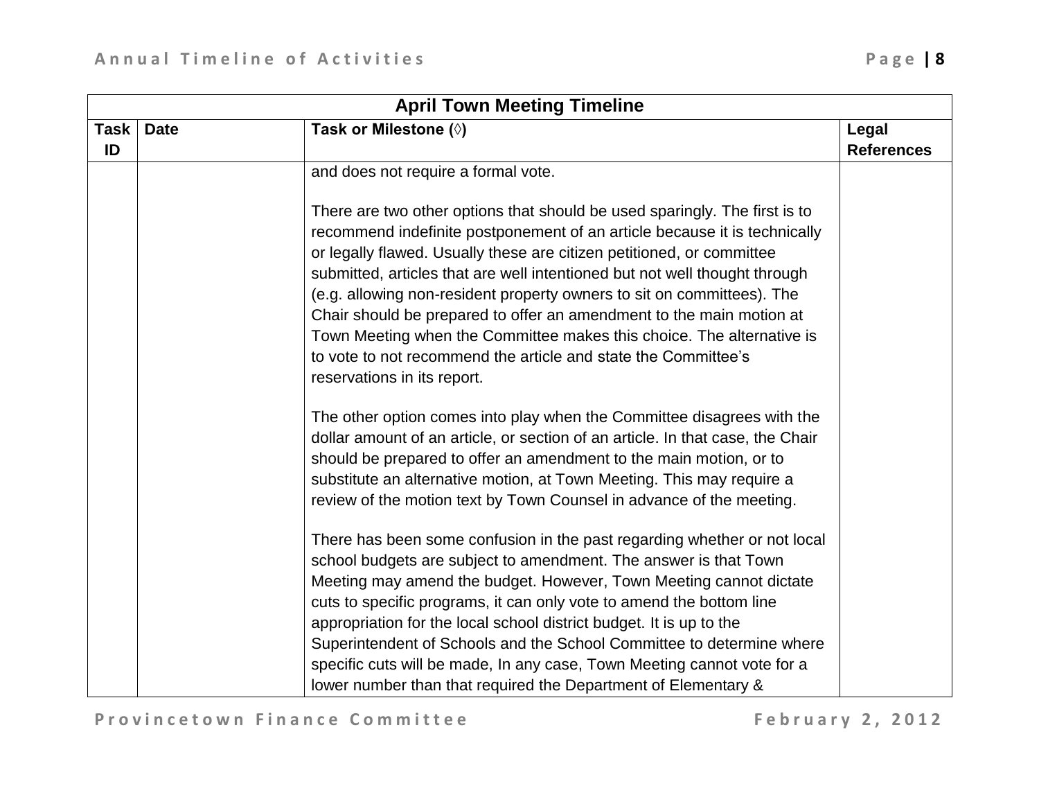| April Town Meeting Timeline | | | |
|---|---|---|---|
| **Task ID** | **Date** | **Task or Milestone (◊)** | **Legal References** |
| | | and does not require a formal vote.<br><br>There are two other options that should be used sparingly. The first is to recommend indefinite postponement of an article because it is technically or legally flawed. Usually these are citizen petitioned, or committee submitted, articles that are well intentioned but not well thought through (e.g. allowing non-resident property owners to sit on committees). The Chair should be prepared to offer an amendment to the main motion at Town Meeting when the Committee makes this choice. The alternative is to vote to not recommend the article and state the Committee's reservations in its report.<br><br>The other option comes into play when the Committee disagrees with the dollar amount of an article, or section of an article. In that case, the Chair should be prepared to offer an amendment to the main motion, or to substitute an alternative motion, at Town Meeting. This may require a review of the motion text by Town Counsel in advance of the meeting.<br><br>There has been some confusion in the past regarding whether or not local school budgets are subject to amendment. The answer is that Town Meeting may amend the budget. However, Town Meeting cannot dictate cuts to specific programs, it can only vote to amend the bottom line appropriation for the local school district budget. It is up to the Superintendent of Schools and the School Committee to determine where specific cuts will be made, In any case, Town Meeting cannot vote for a lower number than that required the Department of Elementary & | |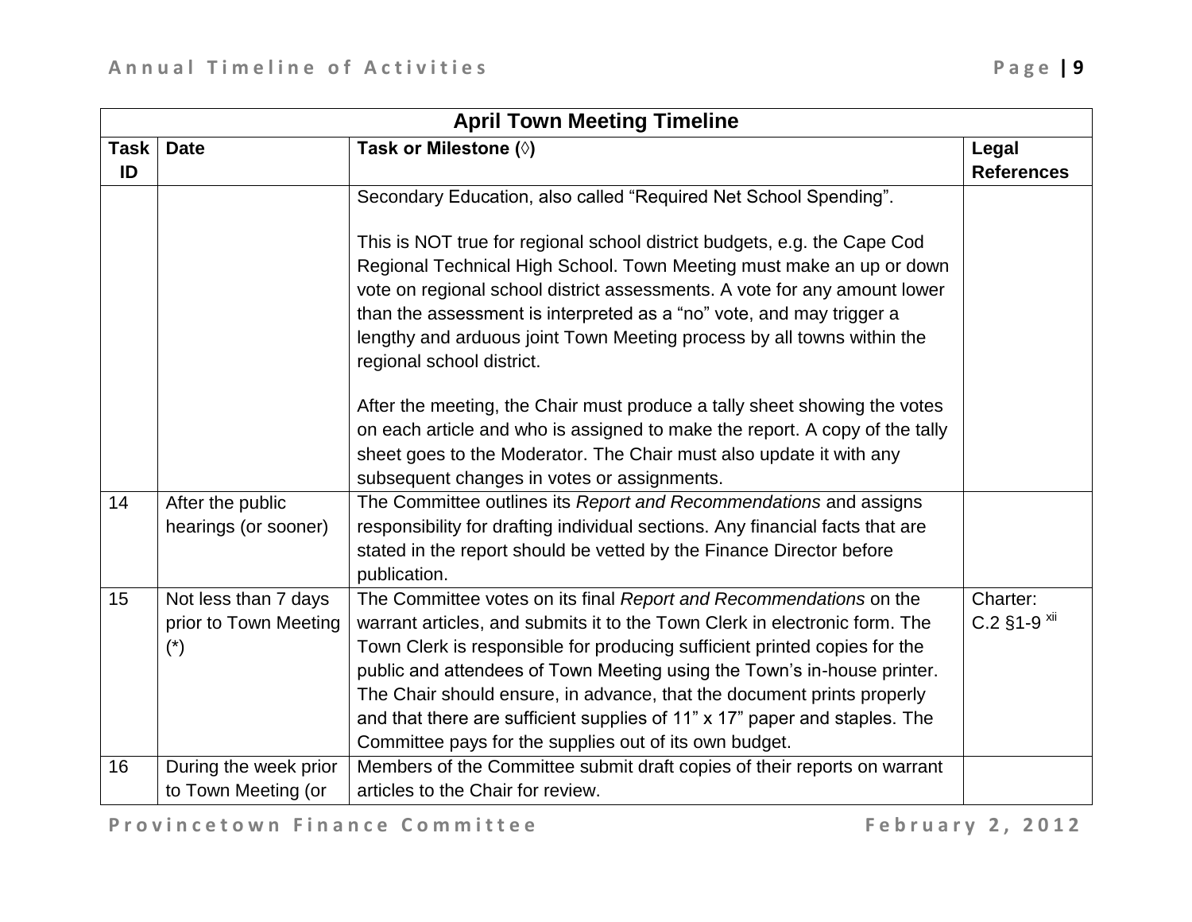| April Town Meeting Timeline | | | |
|---|---|---|---|
| Task ID | Date | Task or Milestone (◊) | Legal References |
| | | Secondary Education, also called "Required Net School Spending".<br><br>This is NOT true for regional school district budgets, e.g. the Cape Cod Regional Technical High School. Town Meeting must make an up or down vote on regional school district assessments. A vote for any amount lower than the assessment is interpreted as a "no" vote, and may trigger a lengthy and arduous joint Town Meeting process by all towns within the regional school district.<br><br>After the meeting, the Chair must produce a tally sheet showing the votes on each article and who is assigned to make the report. A copy of the tally sheet goes to the Moderator. The Chair must also update it with any subsequent changes in votes or assignments. | |
| 14 | After the public hearings (or sooner) | The Committee outlines its *Report and Recommendations* and assigns responsibility for drafting individual sections. Any financial facts that are stated in the report should be vetted by the Finance Director before publication. | |
| 15 | Not less than 7 days prior to Town Meeting (*) | The Committee votes on its final *Report and Recommendations* on the warrant articles, and submits it to the Town Clerk in electronic form. The Town Clerk is responsible for producing sufficient printed copies for the public and attendees of Town Meeting using the Town's in-house printer. The Chair should ensure, in advance, that the document prints properly and that there are sufficient supplies of 11" x 17" paper and staples. The Committee pays for the supplies out of its own budget. | Charter: C.2 §1-9 [xii] |
| 16 | During the week prior to Town Meeting (or | Members of the Committee submit draft copies of their reports on warrant articles to the Chair for review. | |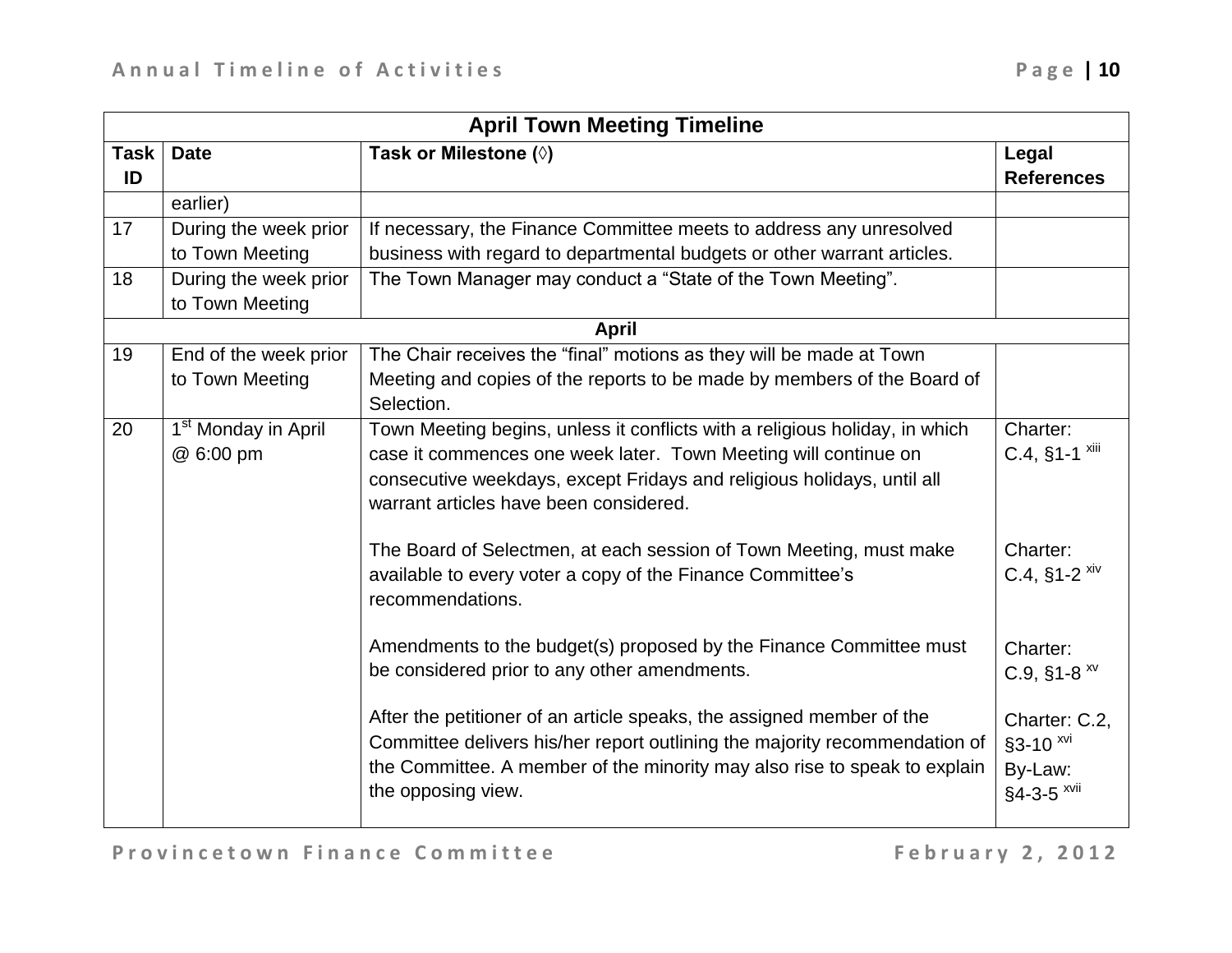| April Town Meeting Timeline | | | |
|---|---|---|---|
| Task ID | Date | Task or Milestone (◊) | Legal References |
| | earlier) | | |
| 17 | During the week prior to Town Meeting | If necessary, the Finance Committee meets to address any unresolved business with regard to departmental budgets or other warrant articles. | |
| 18 | During the week prior to Town Meeting | The Town Manager may conduct a "State of the Town Meeting". | |
| | | **April** | |
| 19 | End of the week prior to Town Meeting | The Chair receives the "final" motions as they will be made at Town Meeting and copies of the reports to be made by members of the Board of Selection. | |
| 20 | 1st Monday in April @ 6:00 pm | Town Meeting begins, unless it conflicts with a religious holiday, in which case it commences one week later. Town Meeting will continue on consecutive weekdays, except Fridays and religious holidays, until all warrant articles have been considered.<br><br>The Board of Selectmen, at each session of Town Meeting, must make available to every voter a copy of the Finance Committee's recommendations.<br><br>Amendments to the budget(s) proposed by the Finance Committee must be considered prior to any other amendments.<br><br>After the petitioner of an article speaks, the assigned member of the Committee delivers his/her report outlining the majority recommendation of the Committee. A member of the minority may also rise to speak to explain the opposing view. | Charter: C.4, §1-1 [xiii]<br><br>Charter: C.4, §1-2 [xiv]<br><br>Charter: C.9, §1-8 [xv]<br><br>Charter: C.2, §3-10 [xvi]<br>By-Law: §4-3-5 [xvii] |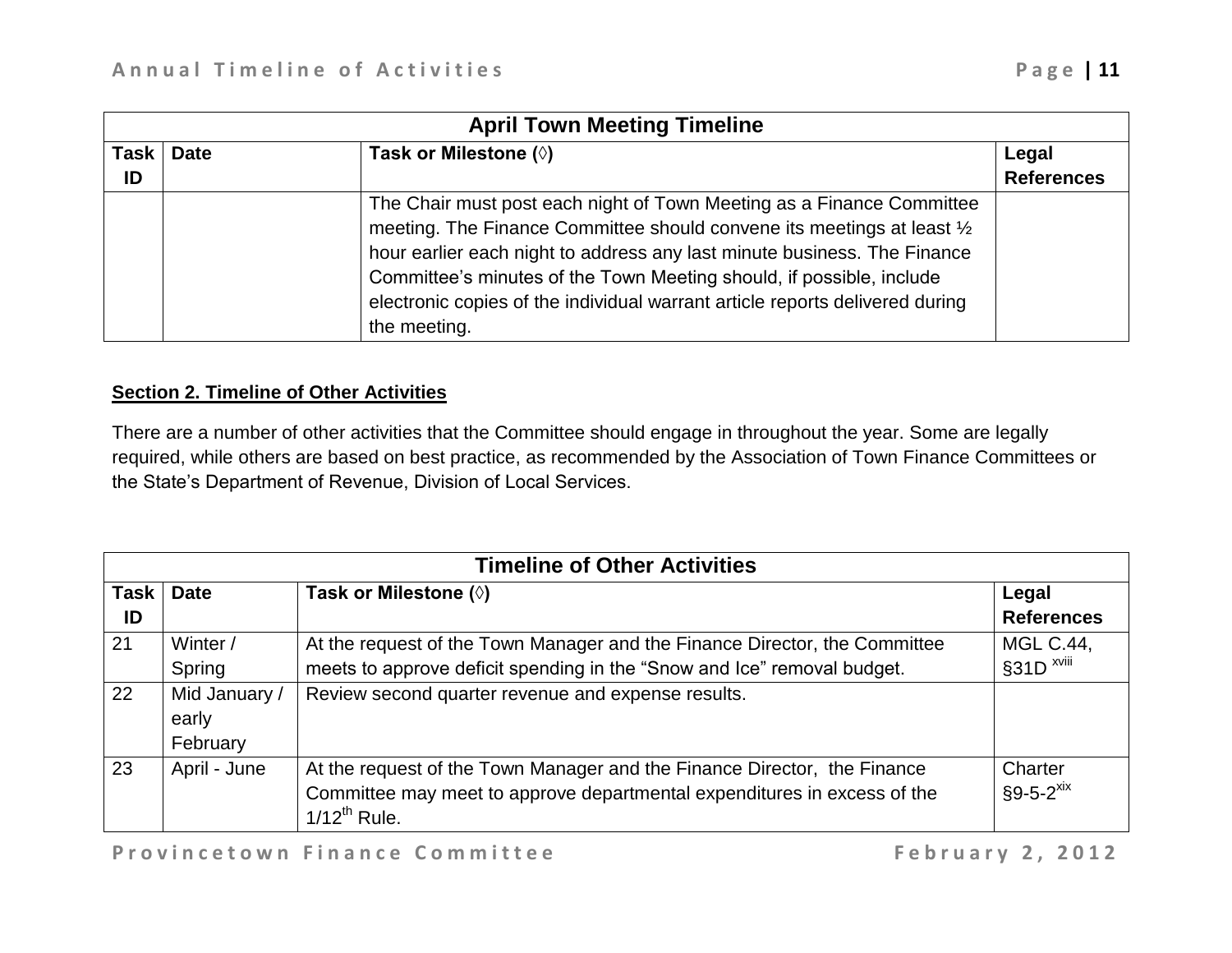| April Town Meeting Timeline | | | |
|---|---|---|---|
| Task ID | Date | Task or Milestone (◊) | Legal References |
| | | The Chair must post each night of Town Meeting as a Finance Committee meeting. The Finance Committee should convene its meetings at least ½ hour earlier each night to address any last minute business. The Finance Committee's minutes of the Town Meeting should, if possible, include electronic copies of the individual warrant article reports delivered during the meeting. | |

**Section 2. Timeline of Other Activities**

There are a number of other activities that the Committee should engage in throughout the year. Some are legally required, while others are based on best practice, as recommended by the Association of Town Finance Committees or the State's Department of Revenue, Division of Local Services.

| Timeline of Other Activities | | | |
|---|---|---|---|
| Task ID | Date | Task or Milestone (◊) | Legal References |
| 21 | Winter / Spring | At the request of the Town Manager and the Finance Director, the Committee meets to approve deficit spending in the "Snow and Ice" removal budget. | MGL C.44, §31D [xviii] |
| 22 | Mid January / early February | Review second quarter revenue and expense results. | |
| 23 | April - June | At the request of the Town Manager and the Finance Director, the Finance Committee may meet to approve departmental expenditures in excess of the 1/12th Rule. | Charter §9-5-2[xix] |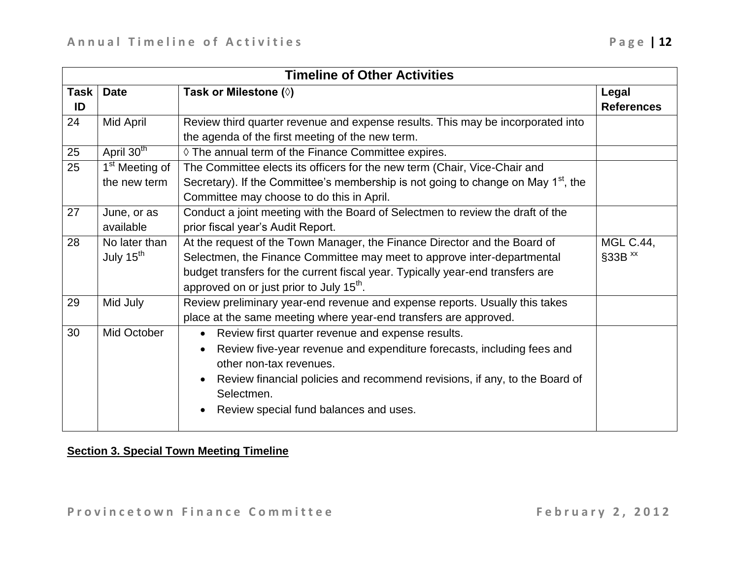| Timeline of Other Activities | | | |
|---|---|---|---|
| Task ID | Date | Task or Milestone (◊) | Legal References |
| 24 | Mid April | Review third quarter revenue and expense results. This may be incorporated into the agenda of the first meeting of the new term. | |
| 25 | April 30th | ◊ The annual term of the Finance Committee expires. | |
| 25 | 1st Meeting of the new term | The Committee elects its officers for the new term (Chair, Vice-Chair and Secretary). If the Committee's membership is not going to change on May 1st, the Committee may choose to do this in April. | |
| 27 | June, or as available | Conduct a joint meeting with the Board of Selectmen to review the draft of the prior fiscal year's Audit Report. | |
| 28 | No later than July 15th | At the request of the Town Manager, the Finance Director and the Board of Selectmen, the Finance Committee may meet to approve inter-departmental budget transfers for the current fiscal year. Typically year-end transfers are approved on or just prior to July 15th. | MGL C.44, §33B [xx] |
| 29 | Mid July | Review preliminary year-end revenue and expense reports. Usually this takes place at the same meeting where year-end transfers are approved. | |
| 30 | Mid October | • Review first quarter revenue and expense results.<br>• Review five-year revenue and expenditure forecasts, including fees and other non-tax revenues.<br>• Review financial policies and recommend revisions, if any, to the Board of Selectmen.<br>• Review special fund balances and uses. | |

**Section 3. Special Town Meeting Timeline**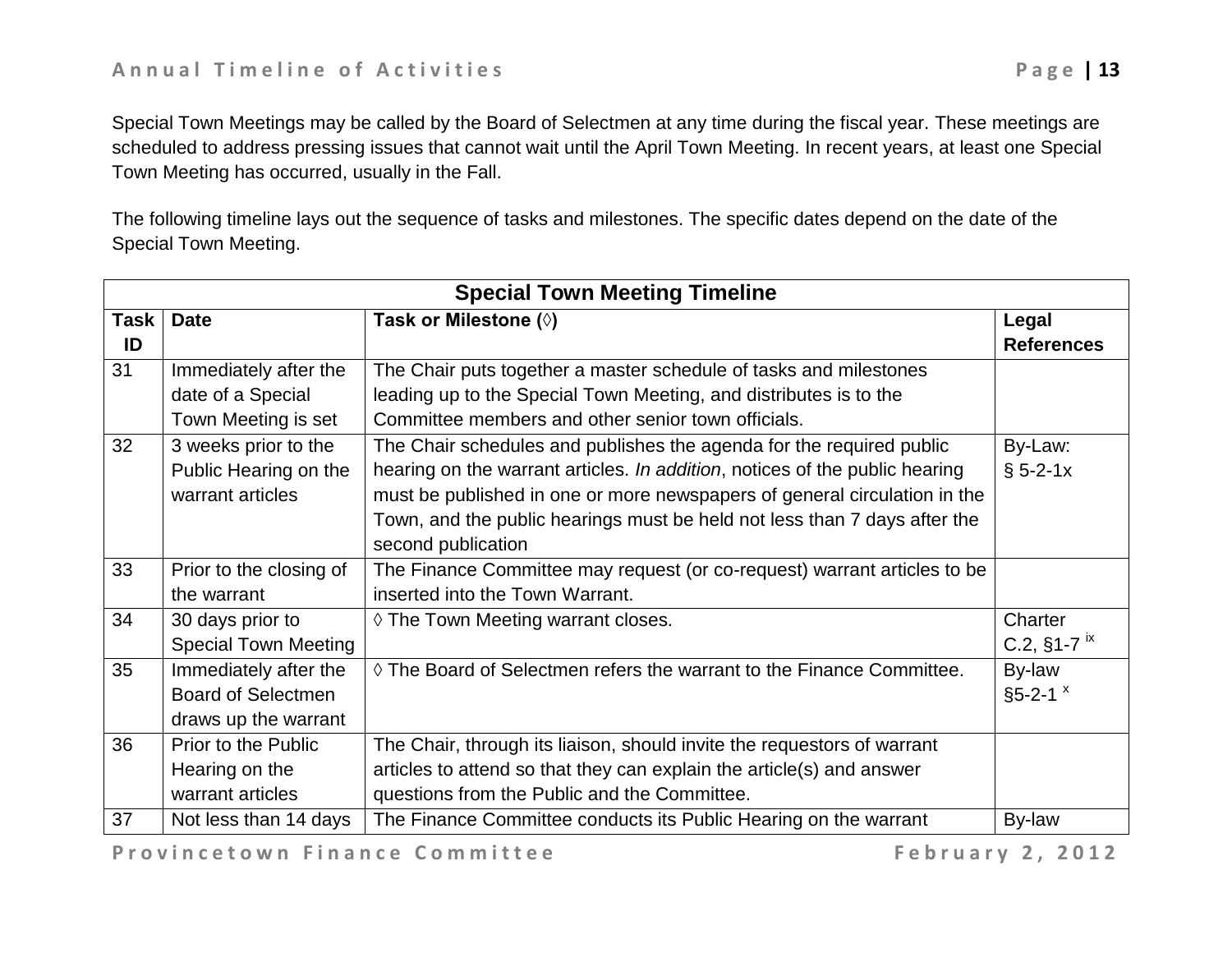Special Town Meetings may be called by the Board of Selectmen at any time during the fiscal year. These meetings are scheduled to address pressing issues that cannot wait until the April Town Meeting. In recent years, at least one Special Town Meeting has occurred, usually in the Fall.

The following timeline lays out the sequence of tasks and milestones. The specific dates depend on the date of the Special Town Meeting.

| Special Town Meeting Timeline | | | |
|---|---|---|---|
| **Task ID** | **Date** | **Task or Milestone (◊)** | **Legal References** |
| 31 | Immediately after the date of a Special Town Meeting is set | The Chair puts together a master schedule of tasks and milestones leading up to the Special Town Meeting, and distributes is to the Committee members and other senior town officials. | |
| 32 | 3 weeks prior to the Public Hearing on the warrant articles | The Chair schedules and publishes the agenda for the required public hearing on the warrant articles. *In addition*, notices of the public hearing must be published in one or more newspapers of general circulation in the Town, and the public hearings must be held not less than 7 days after the second publication | By-Law: § 5-2-1x |
| 33 | Prior to the closing of the warrant | The Finance Committee may request (or co-request) warrant articles to be inserted into the Town Warrant. | |
| 34 | 30 days prior to Special Town Meeting | ◊ The Town Meeting warrant closes. | Charter C.2, §1-7 [ix] |
| 35 | Immediately after the Board of Selectmen draws up the warrant | ◊ The Board of Selectmen refers the warrant to the Finance Committee. | By-law §5-2-1 [x] |
| 36 | Prior to the Public Hearing on the warrant articles | The Chair, through its liaison, should invite the requestors of warrant articles to attend so that they can explain the article(s) and answer questions from the Public and the Committee. | |
| 37 | Not less than 14 days | The Finance Committee conducts its Public Hearing on the warrant | By-law |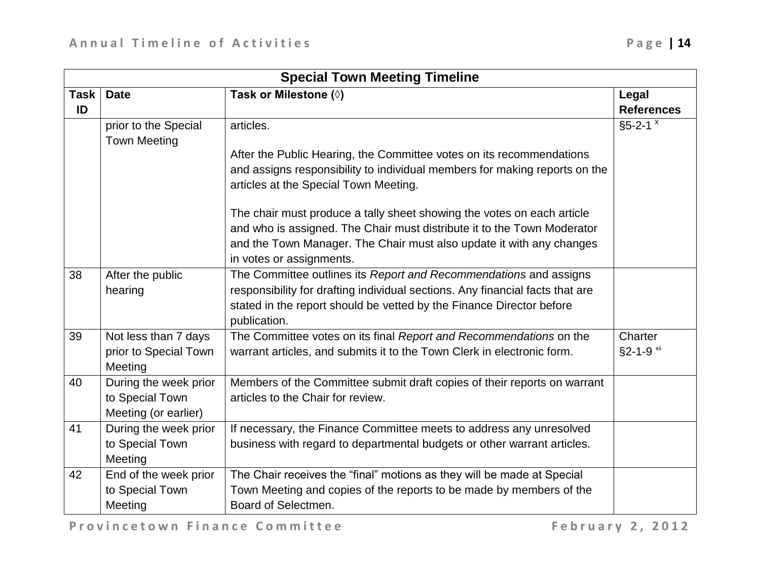| Special Town Meeting Timeline | | | |
|---|---|---|---|
| Task ID | Date | Task or Milestone (◊) | Legal References |
| | prior to the Special Town Meeting | articles.<br><br>After the Public Hearing, the Committee votes on its recommendations and assigns responsibility to individual members for making reports on the articles at the Special Town Meeting.<br><br>The chair must produce a tally sheet showing the votes on each article and who is assigned. The Chair must distribute it to the Town Moderator and the Town Manager. The Chair must also update it with any changes in votes or assignments. | §5-2-1 [x] |
| 38 | After the public hearing | The Committee outlines its *Report and Recommendations* and assigns responsibility for drafting individual sections. Any financial facts that are stated in the report should be vetted by the Finance Director before publication. | |
| 39 | Not less than 7 days prior to Special Town Meeting | The Committee votes on its final *Report and Recommendations* on the warrant articles, and submits it to the Town Clerk in electronic form. | Charter §2-1-9 [xii] |
| 40 | During the week prior to Special Town Meeting (or earlier) | Members of the Committee submit draft copies of their reports on warrant articles to the Chair for review. | |
| 41 | During the week prior to Special Town Meeting | If necessary, the Finance Committee meets to address any unresolved business with regard to departmental budgets or other warrant articles. | |
| 42 | End of the week prior to Special Town Meeting | The Chair receives the “final” motions as they will be made at Special Town Meeting and copies of the reports to be made by members of the Board of Selectmen. | |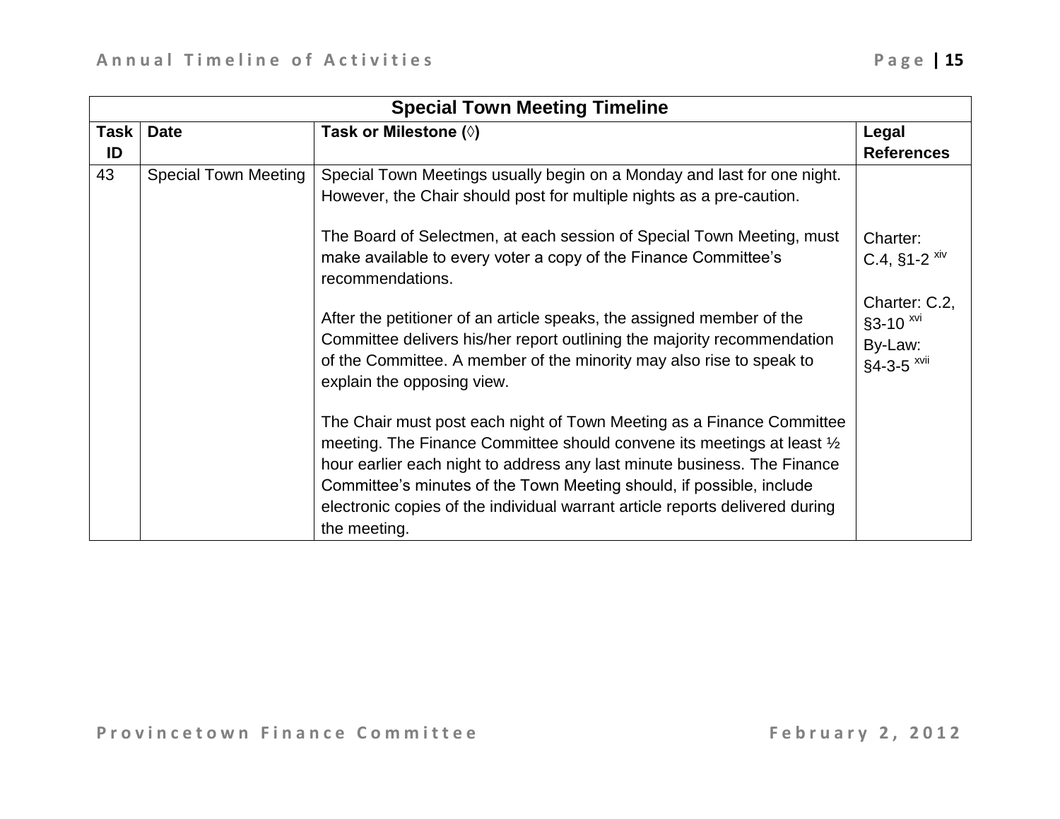| Special Town Meeting Timeline | | | |
|---|---|---|---|
| **Task ID** | **Date** | **Task or Milestone (◊)** | **Legal References** |
| 43 | Special Town Meeting | Special Town Meetings usually begin on a Monday and last for one night. However, the Chair should post for multiple nights as a pre-caution.<br><br>The Board of Selectmen, at each session of Special Town Meeting, must make available to every voter a copy of the Finance Committee's recommendations.<br><br>After the petitioner of an article speaks, the assigned member of the Committee delivers his/her report outlining the majority recommendation of the Committee. A member of the minority may also rise to speak to explain the opposing view.<br><br>The Chair must post each night of Town Meeting as a Finance Committee meeting. The Finance Committee should convene its meetings at least ½ hour earlier each night to address any last minute business. The Finance Committee's minutes of the Town Meeting should, if possible, include electronic copies of the individual warrant article reports delivered during the meeting. | Charter: C.4, §1-2 [xiv]<br><br>Charter: C.2, §3-10 [xvi]<br>By-Law: §4-3-5 [xvii] |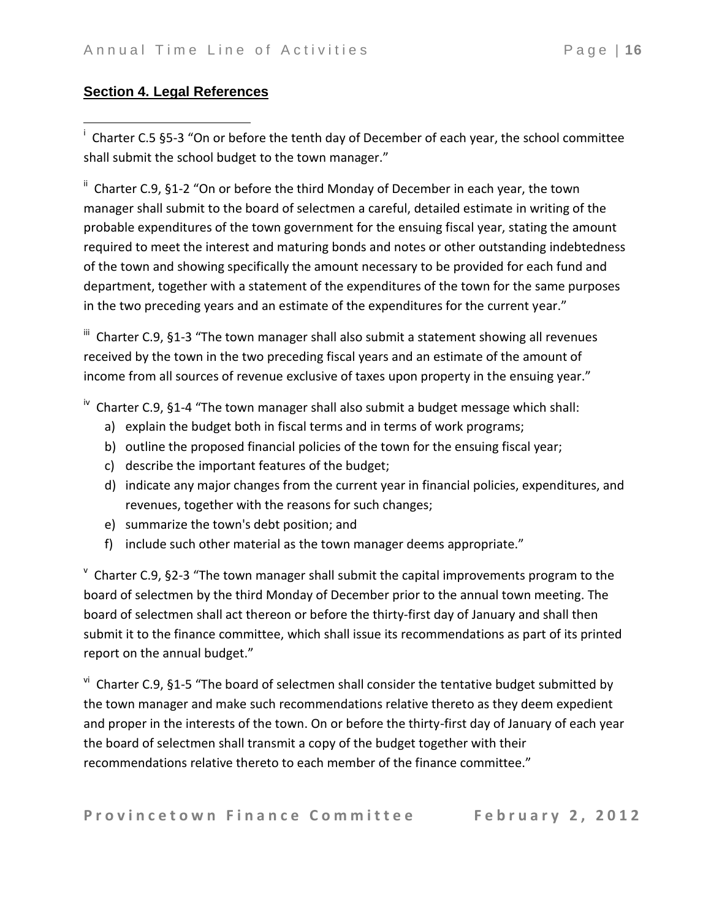## Section 4. Legal References

[i] Charter C.5 §5-3 "On or before the tenth day of December of each year, the school committee shall submit the school budget to the town manager."

[ii] Charter C.9, §1-2 "On or before the third Monday of December in each year, the town manager shall submit to the board of selectmen a careful, detailed estimate in writing of the probable expenditures of the town government for the ensuing fiscal year, stating the amount required to meet the interest and maturing bonds and notes or other outstanding indebtedness of the town and showing specifically the amount necessary to be provided for each fund and department, together with a statement of the expenditures of the town for the same purposes in the two preceding years and an estimate of the expenditures for the current year."

[iii] Charter C.9, §1-3 "The town manager shall also submit a statement showing all revenues received by the town in the two preceding fiscal years and an estimate of the amount of income from all sources of revenue exclusive of taxes upon property in the ensuing year."

[iv] Charter C.9, §1-4 "The town manager shall also submit a budget message which shall:

a) explain the budget both in fiscal terms and in terms of work programs;
b) outline the proposed financial policies of the town for the ensuing fiscal year;
c) describe the important features of the budget;
d) indicate any major changes from the current year in financial policies, expenditures, and revenues, together with the reasons for such changes;
e) summarize the town's debt position; and
f) include such other material as the town manager deems appropriate."

[v] Charter C.9, §2-3 "The town manager shall submit the capital improvements program to the board of selectmen by the third Monday of December prior to the annual town meeting. The board of selectmen shall act thereon or before the thirty-first day of January and shall then submit it to the finance committee, which shall issue its recommendations as part of its printed report on the annual budget."

[vi] Charter C.9, §1-5 "The board of selectmen shall consider the tentative budget submitted by the town manager and make such recommendations relative thereto as they deem expedient and proper in the interests of the town. On or before the thirty-first day of January of each year the board of selectmen shall transmit a copy of the budget together with their recommendations relative thereto to each member of the finance committee."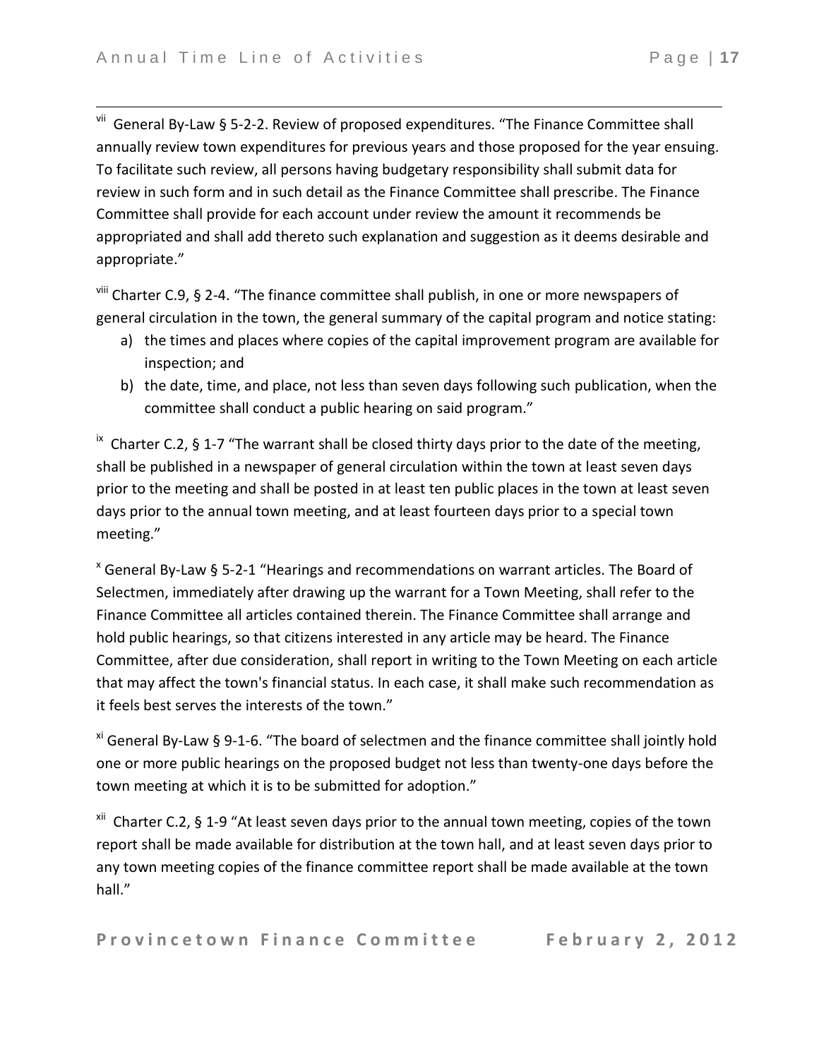[vii] General By-Law § 5-2-2. Review of proposed expenditures. "The Finance Committee shall annually review town expenditures for previous years and those proposed for the year ensuing. To facilitate such review, all persons having budgetary responsibility shall submit data for review in such form and in such detail as the Finance Committee shall prescribe. The Finance Committee shall provide for each account under review the amount it recommends be appropriated and shall add thereto such explanation and suggestion as it deems desirable and appropriate."

[viii] Charter C.9, § 2-4. "The finance committee shall publish, in one or more newspapers of general circulation in the town, the general summary of the capital program and notice stating:

a) the times and places where copies of the capital improvement program are available for inspection; and
b) the date, time, and place, not less than seven days following such publication, when the committee shall conduct a public hearing on said program."

[ix] Charter C.2, § 1-7 "The warrant shall be closed thirty days prior to the date of the meeting, shall be published in a newspaper of general circulation within the town at least seven days prior to the meeting and shall be posted in at least ten public places in the town at least seven days prior to the annual town meeting, and at least fourteen days prior to a special town meeting."

[x] General By-Law § 5-2-1 "Hearings and recommendations on warrant articles. The Board of Selectmen, immediately after drawing up the warrant for a Town Meeting, shall refer to the Finance Committee all articles contained therein. The Finance Committee shall arrange and hold public hearings, so that citizens interested in any article may be heard. The Finance Committee, after due consideration, shall report in writing to the Town Meeting on each article that may affect the town's financial status. In each case, it shall make such recommendation as it feels best serves the interests of the town."

[xi] General By-Law § 9-1-6. "The board of selectmen and the finance committee shall jointly hold one or more public hearings on the proposed budget not less than twenty-one days before the town meeting at which it is to be submitted for adoption."

[xii] Charter C.2, § 1-9 "At least seven days prior to the annual town meeting, copies of the town report shall be made available for distribution at the town hall, and at least seven days prior to any town meeting copies of the finance committee report shall be made available at the town hall."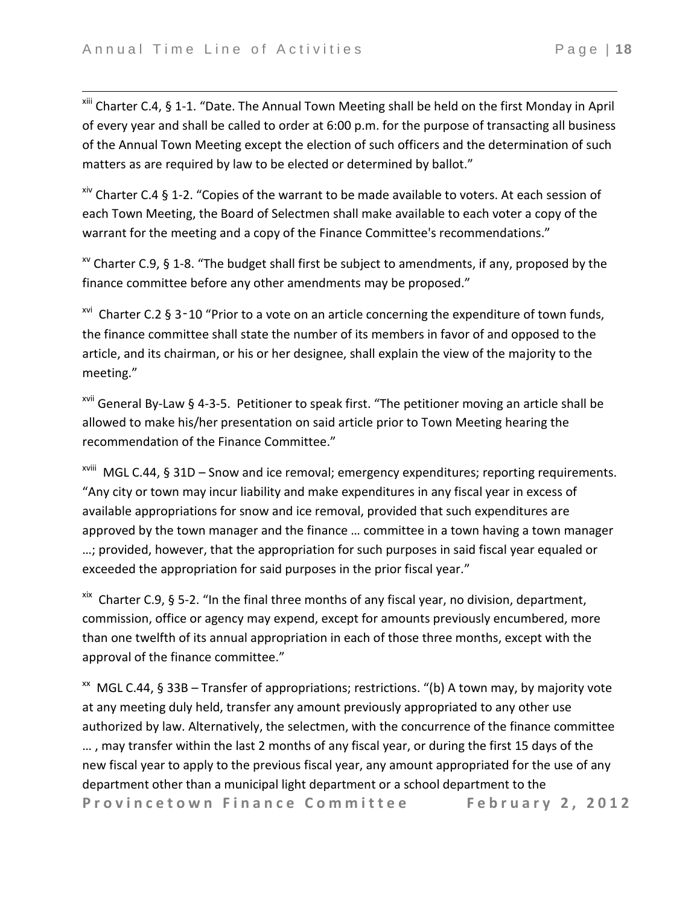[xiii] Charter C.4, § 1-1. "Date. The Annual Town Meeting shall be held on the first Monday in April of every year and shall be called to order at 6:00 p.m. for the purpose of transacting all business of the Annual Town Meeting except the election of such officers and the determination of such matters as are required by law to be elected or determined by ballot."

[xiv] Charter C.4 § 1-2. "Copies of the warrant to be made available to voters. At each session of each Town Meeting, the Board of Selectmen shall make available to each voter a copy of the warrant for the meeting and a copy of the Finance Committee's recommendations."

[xv] Charter C.9, § 1-8. "The budget shall first be subject to amendments, if any, proposed by the finance committee before any other amendments may be proposed."

[xvi] Charter C.2 § 3-10 "Prior to a vote on an article concerning the expenditure of town funds, the finance committee shall state the number of its members in favor of and opposed to the article, and its chairman, or his or her designee, shall explain the view of the majority to the meeting."

[xvii] General By-Law § 4-3-5. Petitioner to speak first. "The petitioner moving an article shall be allowed to make his/her presentation on said article prior to Town Meeting hearing the recommendation of the Finance Committee."

[xviii] MGL C.44, § 31D – Snow and ice removal; emergency expenditures; reporting requirements. "Any city or town may incur liability and make expenditures in any fiscal year in excess of available appropriations for snow and ice removal, provided that such expenditures are approved by the town manager and the finance … committee in a town having a town manager …; provided, however, that the appropriation for such purposes in said fiscal year equaled or exceeded the appropriation for said purposes in the prior fiscal year."

[xix] Charter C.9, § 5-2. "In the final three months of any fiscal year, no division, department, commission, office or agency may expend, except for amounts previously encumbered, more than one twelfth of its annual appropriation in each of those three months, except with the approval of the finance committee."

[xx] MGL C.44, § 33B – Transfer of appropriations; restrictions. "(b) A town may, by majority vote at any meeting duly held, transfer any amount previously appropriated to any other use authorized by law. Alternatively, the selectmen, with the concurrence of the finance committee … , may transfer within the last 2 months of any fiscal year, or during the first 15 days of the new fiscal year to apply to the previous fiscal year, any amount appropriated for the use of any department other than a municipal light department or a school department to the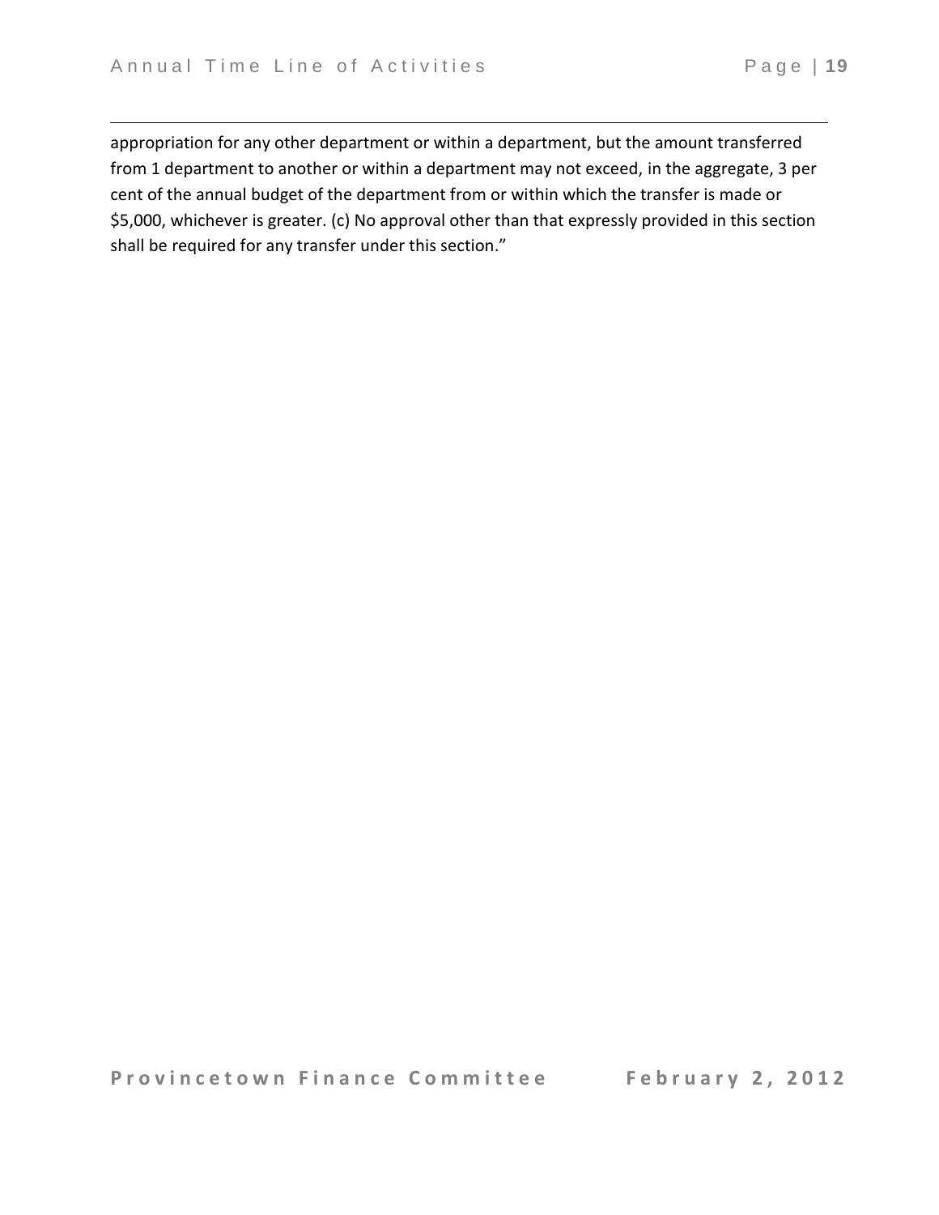appropriation for any other department or within a department, but the amount transferred from 1 department to another or within a department may not exceed, in the aggregate, 3 per cent of the annual budget of the department from or within which the transfer is made or $5,000, whichever is greater. (c) No approval other than that expressly provided in this section shall be required for any transfer under this section."